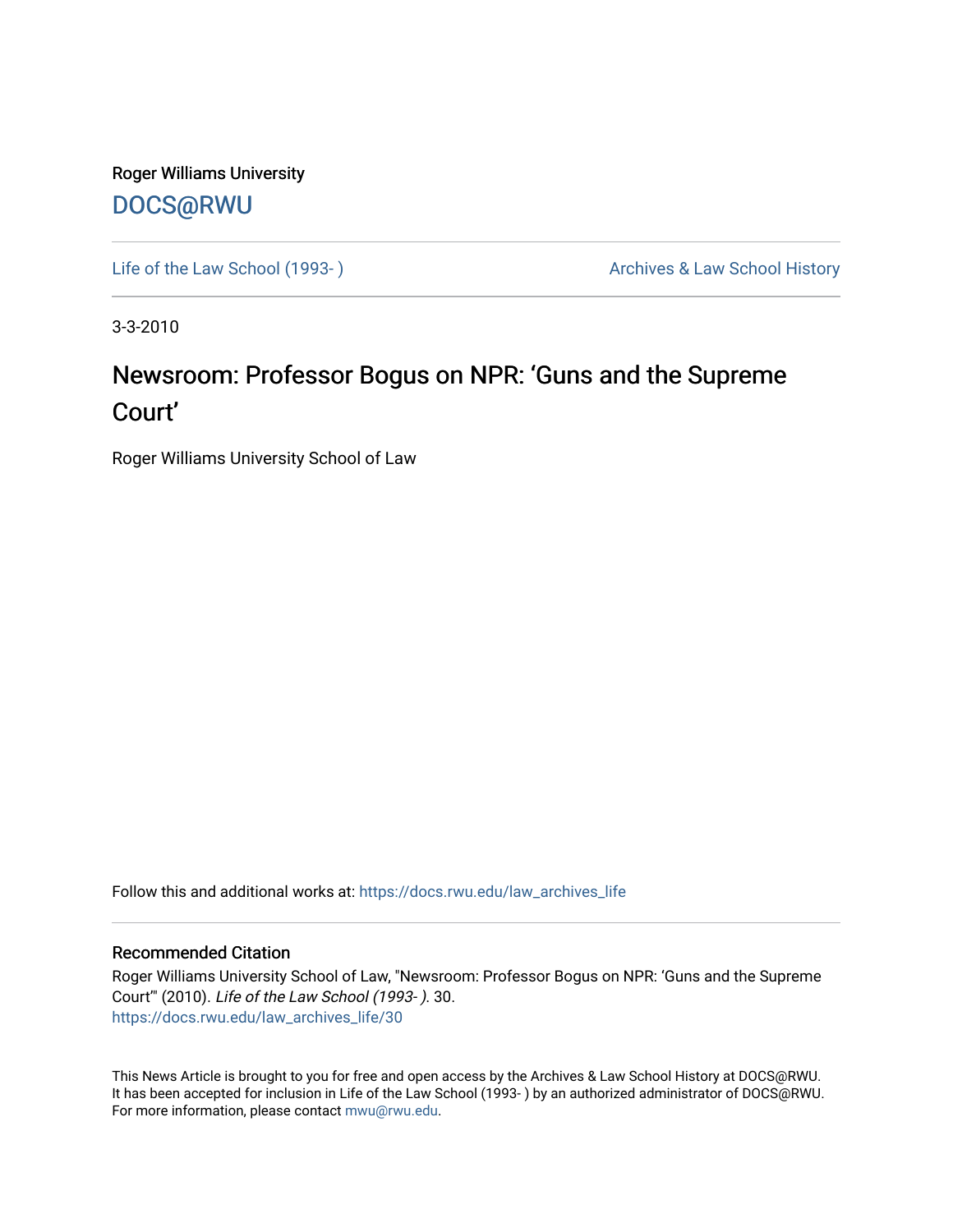Roger Williams University

DOCS@RWU

Life of the Law School (1993- )

Archives & Law School History

3-3-2010

# Newsroom: Professor Bogus on NPR: ‘Guns and the Supreme Court’

Roger Williams University School of Law

Follow this and additional works at: https://docs.rwu.edu/law_archives_life

## Recommended Citation

Roger Williams University School of Law, "Newsroom: Professor Bogus on NPR: ‘Guns and the Supreme Court’" (2010). *Life of the Law School (1993- )*. 30.
https://docs.rwu.edu/law_archives_life/30

This News Article is brought to you for free and open access by the Archives & Law School History at DOCS@RWU. It has been accepted for inclusion in Life of the Law School (1993- ) by an authorized administrator of DOCS@RWU. For more information, please contact mwu@rwu.edu.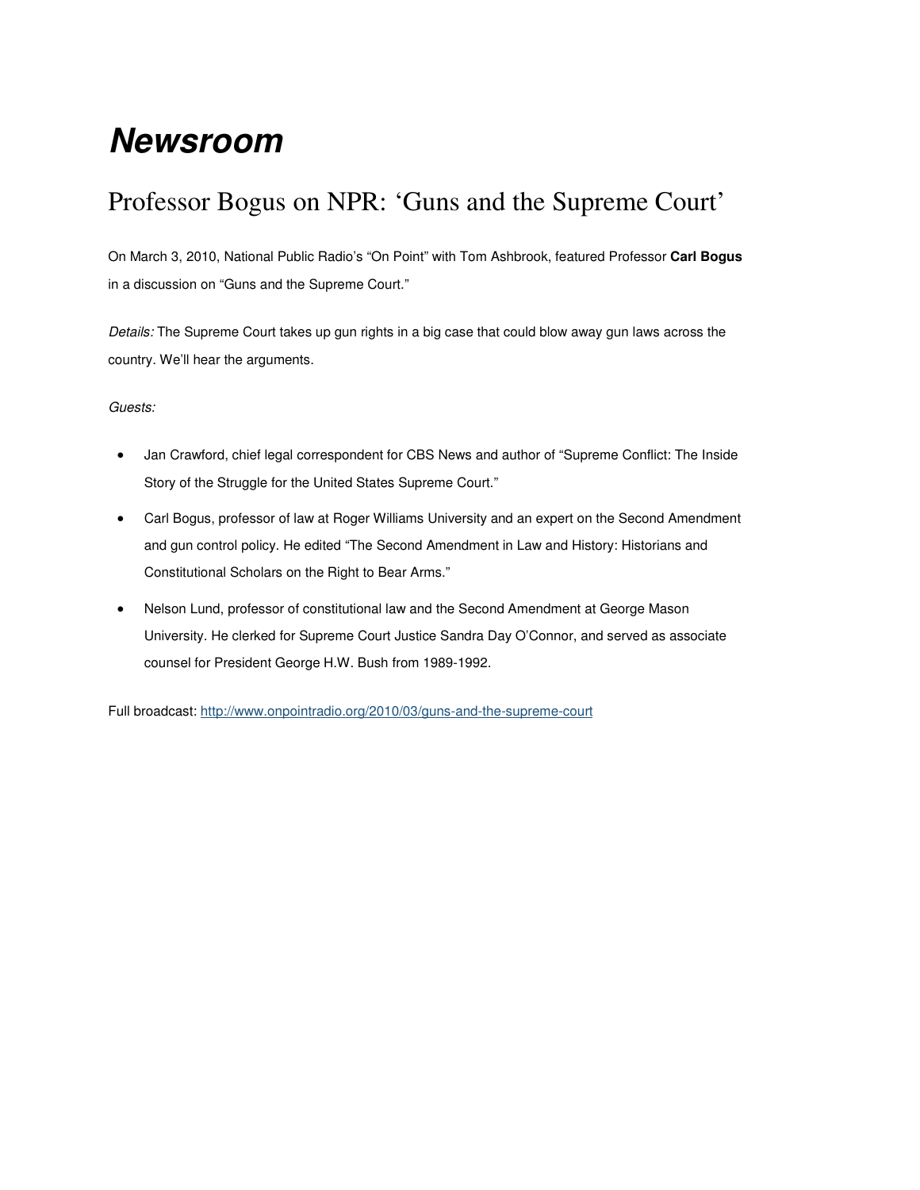# ***Newsroom***

## Professor Bogus on NPR: 'Guns and the Supreme Court'

On March 3, 2010, National Public Radio's "On Point" with Tom Ashbrook, featured Professor **Carl Bogus** in a discussion on "Guns and the Supreme Court."

*Details:* The Supreme Court takes up gun rights in a big case that could blow away gun laws across the country. We'll hear the arguments.

*Guests:*

- Jan Crawford, chief legal correspondent for CBS News and author of "Supreme Conflict: The Inside Story of the Struggle for the United States Supreme Court."
- Carl Bogus, professor of law at Roger Williams University and an expert on the Second Amendment and gun control policy. He edited "The Second Amendment in Law and History: Historians and Constitutional Scholars on the Right to Bear Arms."
- Nelson Lund, professor of constitutional law and the Second Amendment at George Mason University. He clerked for Supreme Court Justice Sandra Day O'Connor, and served as associate counsel for President George H.W. Bush from 1989-1992.

Full broadcast: [http://www.onpointradio.org/2010/03/guns-and-the-supreme-court](http://www.onpointradio.org/2010/03/guns-and-the-supreme-court)